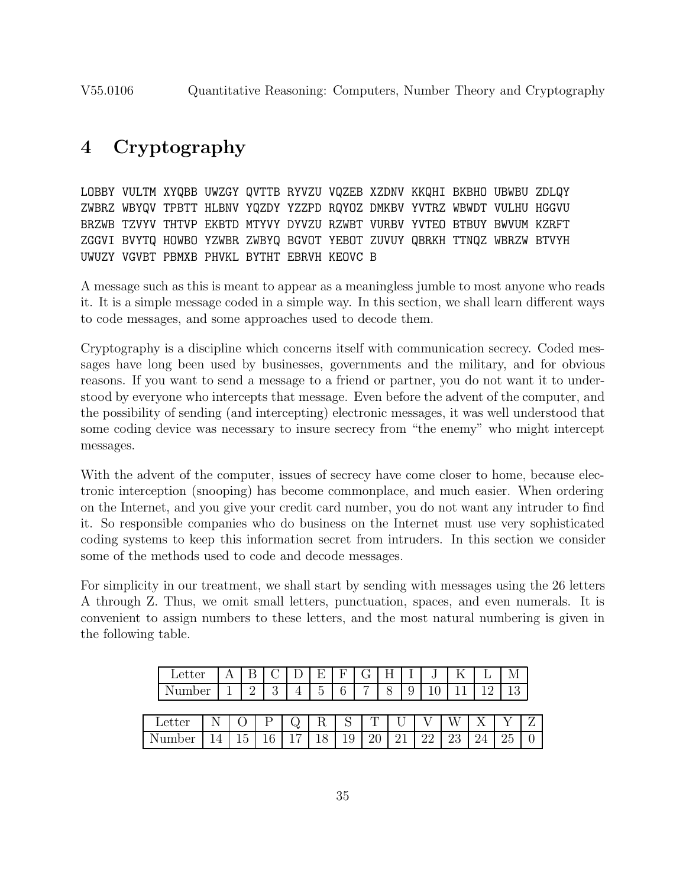# 4 Cryptography

```
LOBBY VULTM XYQBB UWZGY QVTTB RYVZU VQZEB XZDNV KKQHI BKBHO UBWBU ZDLQY
ZWBRZ WBYQV TPBTT HLBNV YQZDY YZZPD RQYOZ DMKBV YVTRZ WBWDT VULHU HGGVU
BRZWB TZVYV THTVP EKBTD MTYVY DYVZU RZWBT VURBV YVTEO BTBUY BWVUM KZRFT
ZGGVI BVYTQ HOWBO YZWBR ZWBYQ BGVOT YEBOT ZUVUY QBRKH TTNQZ WBRZW BTVYH
UWUZY VGVBT PBMXB PHVKL BYTHT EBRVH KEOVC B
```

A message such as this is meant to appear as a meaningless jumble to most anyone who reads it. It is a simple message coded in a simple way. In this section, we shall learn different ways to code messages, and some approaches used to decode them.

Cryptography is a discipline which concerns itself with communication secrecy. Coded messages have long been used by businesses, governments and the military, and for obvious reasons. If you want to send a message to a friend or partner, you do not want it to understood by everyone who intercepts that message. Even before the advent of the computer, and the possibility of sending (and intercepting) electronic messages, it was well understood that some coding device was necessary to insure secrecy from "the enemy" who might intercept messages.

With the advent of the computer, issues of secrecy have come closer to home, because electronic interception (snooping) has become commonplace, and much easier. When ordering on the Internet, and you give your credit card number, you do not want any intruder to find it. So responsible companies who do business on the Internet must use very sophisticated coding systems to keep this information secret from intruders. In this section we consider some of the methods used to code and decode messages.

For simplicity in our treatment, we shall start by sending with messages using the 26 letters A through Z. Thus, we omit small letters, punctuation, spaces, and even numerals. It is convenient to assign numbers to these letters, and the most natural numbering is given in the following table.

| Letter | A | B | C | D | E | F | G | H | I | J | K | L | M |
|---|---|---|---|---|---|---|---|---|---|---|---|---|---|
| Number | 1 | 2 | 3 | 4 | 5 | 6 | 7 | 8 | 9 | 10 | 11 | 12 | 13 |

| Letter | N | O | P | Q | R | S | T | U | V | W | X | Y | Z |
|---|---|---|---|---|---|---|---|---|---|---|---|---|---|
| Number | 14 | 15 | 16 | 17 | 18 | 19 | 20 | 21 | 22 | 23 | 24 | 25 | 0 |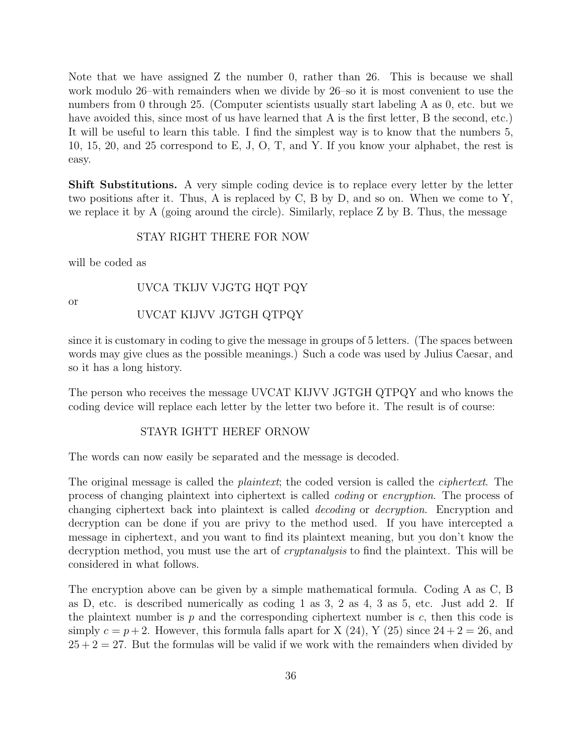Note that we have assigned Z the number 0, rather than 26. This is because we shall work modulo 26–with remainders when we divide by 26–so it is most convenient to use the numbers from 0 through 25. (Computer scientists usually start labeling A as 0, etc. but we have avoided this, since most of us have learned that A is the first letter, B the second, etc.) It will be useful to learn this table. I find the simplest way is to know that the numbers 5, 10, 15, 20, and 25 correspond to E, J, O, T, and Y. If you know your alphabet, the rest is easy.

**Shift Substitutions.** A very simple coding device is to replace every letter by the letter two positions after it. Thus, A is replaced by C, B by D, and so on. When we come to Y, we replace it by A (going around the circle). Similarly, replace Z by B. Thus, the message

STAY RIGHT THERE FOR NOW

will be coded as

UVCA TKIJV VJGTG HQT PQY

or

UVCAT KIJVV JGTGH QTPQY

since it is customary in coding to give the message in groups of 5 letters. (The spaces between words may give clues as the possible meanings.) Such a code was used by Julius Caesar, and so it has a long history.

The person who receives the message UVCAT KIJVV JGTGH QTPQY and who knows the coding device will replace each letter by the letter two before it. The result is of course:

STAYR IGHTT HEREF ORNOW

The words can now easily be separated and the message is decoded.

The original message is called the *plaintext*; the coded version is called the *ciphertext*. The process of changing plaintext into ciphertext is called *coding* or *encryption*. The process of changing ciphertext back into plaintext is called *decoding* or *decryption*. Encryption and decryption can be done if you are privy to the method used. If you have intercepted a message in ciphertext, and you want to find its plaintext meaning, but you don't know the decryption method, you must use the art of *cryptanalysis* to find the plaintext. This will be considered in what follows.

The encryption above can be given by a simple mathematical formula. Coding A as C, B as D, etc. is described numerically as coding 1 as 3, 2 as 4, 3 as 5, etc. Just add 2. If the plaintext number is $p$ and the corresponding ciphertext number is $c$, then this code is simply $c = p + 2$. However, this formula falls apart for X (24), Y (25) since $24 + 2 = 26$, and $25 + 2 = 27$. But the formulas will be valid if we work with the remainders when divided by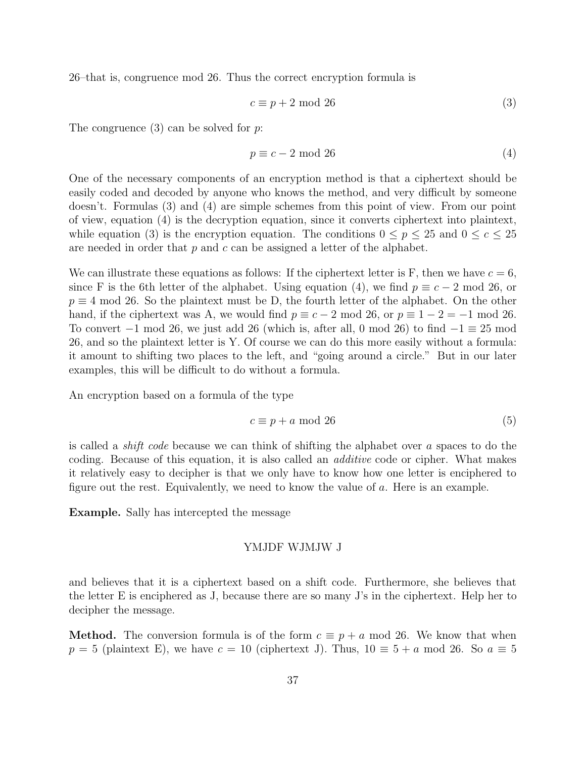26–that is, congruence mod 26. Thus the correct encryption formula is

$$c \equiv p + 2 \bmod 26 \tag{3}$$

The congruence (3) can be solved for $p$:

$$p \equiv c - 2 \bmod 26 \tag{4}$$

One of the necessary components of an encryption method is that a ciphertext should be easily coded and decoded by anyone who knows the method, and very difficult by someone doesn't. Formulas (3) and (4) are simple schemes from this point of view. From our point of view, equation (4) is the decryption equation, since it converts ciphertext into plaintext, while equation (3) is the encryption equation. The conditions $0 \leq p \leq 25$ and $0 \leq c \leq 25$ are needed in order that $p$ and $c$ can be assigned a letter of the alphabet.

We can illustrate these equations as follows: If the ciphertext letter is F, then we have $c = 6$, since F is the 6th letter of the alphabet. Using equation (4), we find $p \equiv c - 2 \bmod 26$, or $p \equiv 4 \bmod 26$. So the plaintext must be D, the fourth letter of the alphabet. On the other hand, if the ciphertext was A, we would find $p \equiv c - 2 \bmod 26$, or $p \equiv 1 - 2 = -1 \bmod 26$. To convert $-1 \bmod 26$, we just add 26 (which is, after all, 0 mod 26) to find $-1 \equiv 25 \bmod 26$, and so the plaintext letter is Y. Of course we can do this more easily without a formula: it amount to shifting two places to the left, and "going around a circle." But in our later examples, this will be difficult to do without a formula.

An encryption based on a formula of the type

$$c \equiv p + a \bmod 26 \tag{5}$$

is called a *shift code* because we can think of shifting the alphabet over $a$ spaces to do the coding. Because of this equation, it is also called an *additive* code or cipher. What makes it relatively easy to decipher is that we only have to know how one letter is enciphered to figure out the rest. Equivalently, we need to know the value of $a$. Here is an example.

**Example.** Sally has intercepted the message

YMJDF WJMJW J

and believes that it is a ciphertext based on a shift code. Furthermore, she believes that the letter E is enciphered as J, because there are so many J's in the ciphertext. Help her to decipher the message.

**Method.** The conversion formula is of the form $c \equiv p + a \bmod 26$. We know that when $p = 5$ (plaintext E), we have $c = 10$ (ciphertext J). Thus, $10 \equiv 5 + a \bmod 26$. So $a \equiv 5$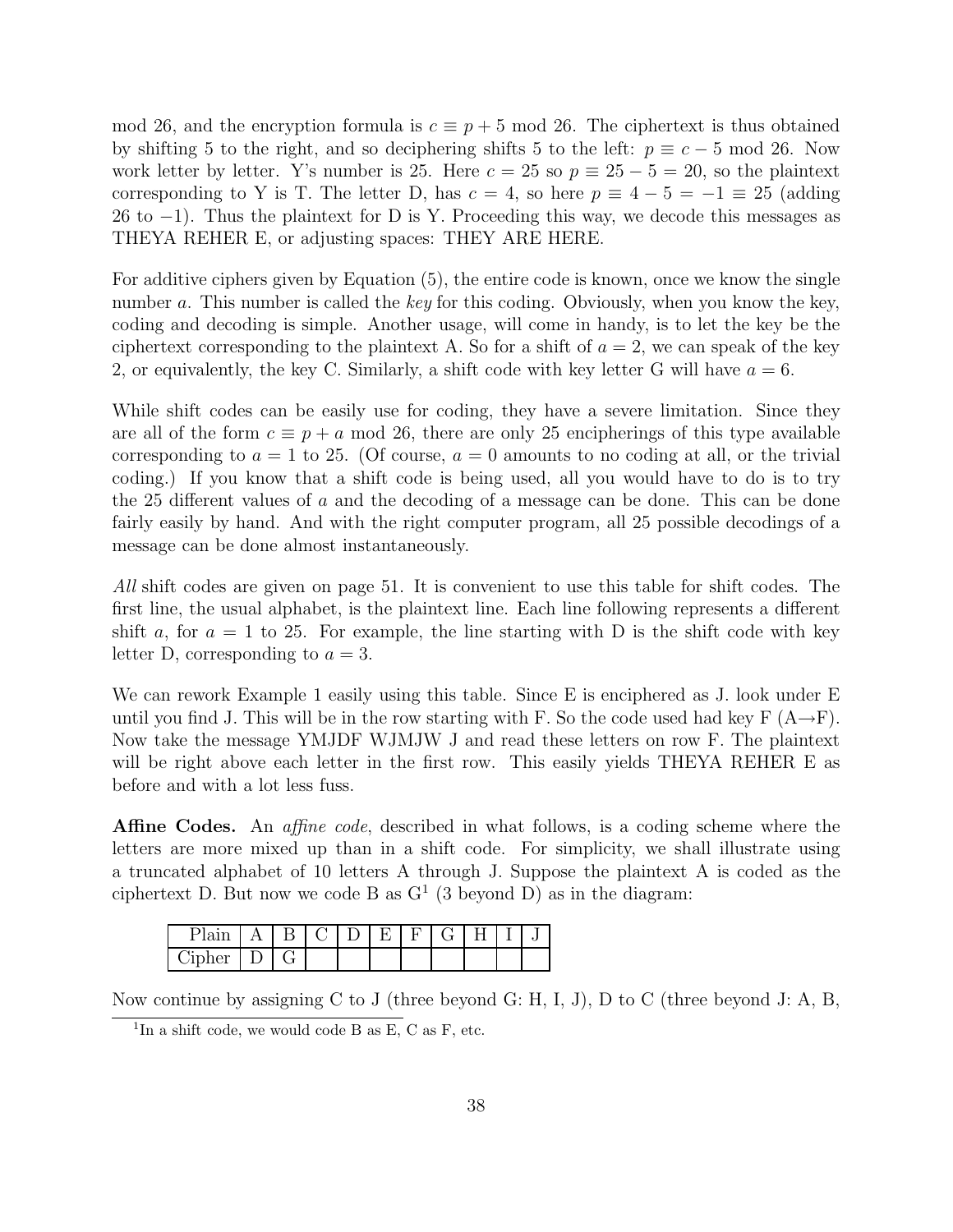mod 26, and the encryption formula is $c \equiv p + 5 \bmod 26$. The ciphertext is thus obtained by shifting 5 to the right, and so deciphering shifts 5 to the left: $p \equiv c - 5 \bmod 26$. Now work letter by letter. Y's number is 25. Here $c = 25$ so $p \equiv 25 - 5 = 20$, so the plaintext corresponding to Y is T. The letter D, has $c = 4$, so here $p \equiv 4 - 5 = -1 \equiv 25$ (adding 26 to $-1$). Thus the plaintext for D is Y. Proceeding this way, we decode this messages as THEYA REHER E, or adjusting spaces: THEY ARE HERE.

For additive ciphers given by Equation (5), the entire code is known, once we know the single number $a$. This number is called the *key* for this coding. Obviously, when you know the key, coding and decoding is simple. Another usage, will come in handy, is to let the key be the ciphertext corresponding to the plaintext A. So for a shift of $a = 2$, we can speak of the key 2, or equivalently, the key C. Similarly, a shift code with key letter G will have $a = 6$.

While shift codes can be easily use for coding, they have a severe limitation. Since they are all of the form $c \equiv p + a \bmod 26$, there are only 25 encipherings of this type available corresponding to $a = 1$ to 25. (Of course, $a = 0$ amounts to no coding at all, or the trivial coding.) If you know that a shift code is being used, all you would have to do is to try the 25 different values of $a$ and the decoding of a message can be done. This can be done fairly easily by hand. And with the right computer program, all 25 possible decodings of a message can be done almost instantaneously.

*All* shift codes are given on page 51. It is convenient to use this table for shift codes. The first line, the usual alphabet, is the plaintext line. Each line following represents a different shift $a$, for $a = 1$ to 25. For example, the line starting with D is the shift code with key letter D, corresponding to $a = 3$.

We can rework Example 1 easily using this table. Since E is enciphered as J. look under E until you find J. This will be in the row starting with F. So the code used had key F (A→F). Now take the message YMJDF WJMJW J and read these letters on row F. The plaintext will be right above each letter in the first row. This easily yields THEYA REHER E as before and with a lot less fuss.

**Affine Codes.** An *affine code*, described in what follows, is a coding scheme where the letters are more mixed up than in a shift code. For simplicity, we shall illustrate using a truncated alphabet of 10 letters A through J. Suppose the plaintext A is coded as the ciphertext D. But now we code B as G[1] (3 beyond D) as in the diagram:

| Plain | A | B | C | D | E | F | G | H | I | J |
|---|---|---|---|---|---|---|---|---|---|---|
| Cipher | D | G | | | | | | | | |

Now continue by assigning C to J (three beyond G: H, I, J), D to C (three beyond J: A, B,

[1] In a shift code, we would code B as E, C as F, etc.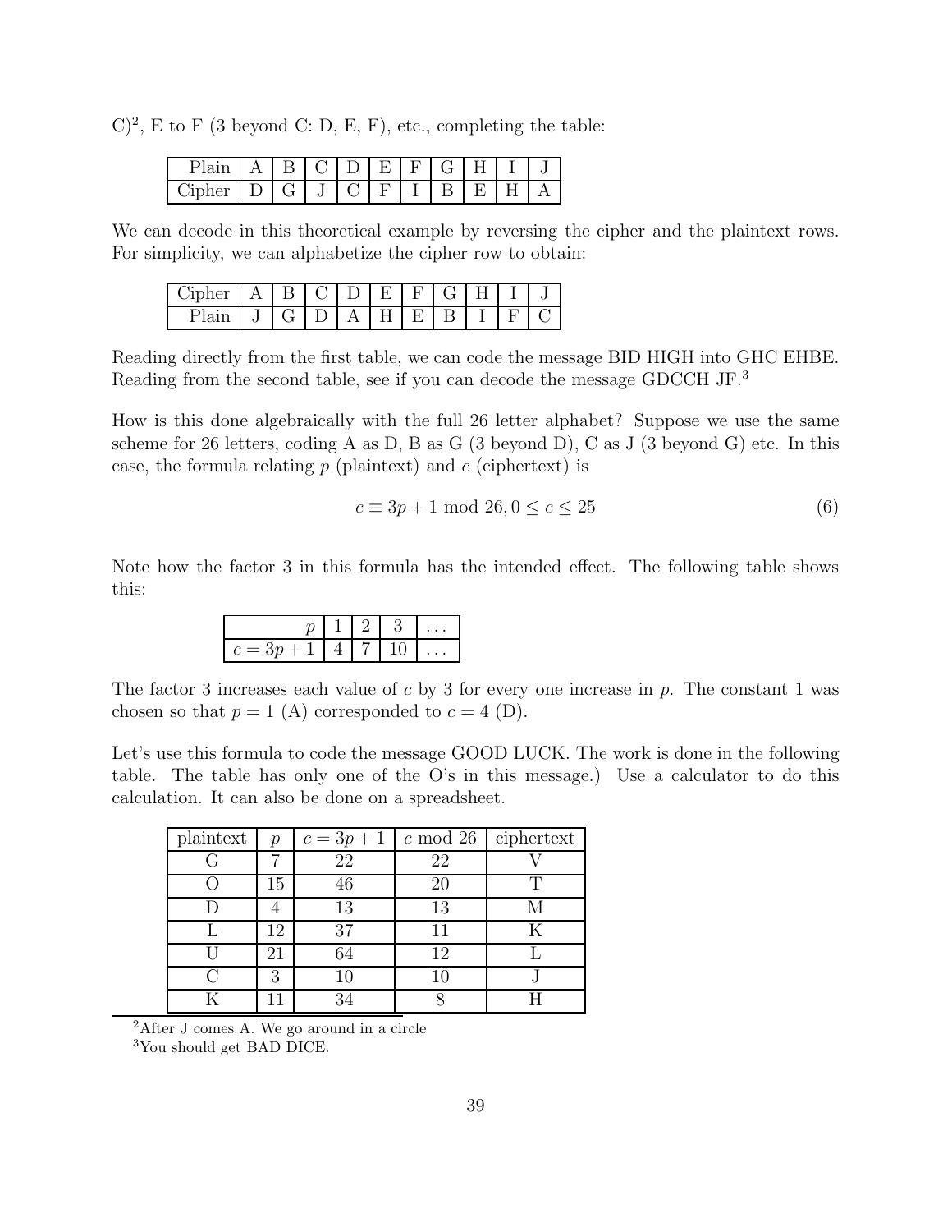C)[2], E to F (3 beyond C: D, E, F), etc., completing the table:

| Plain | A | B | C | D | E | F | G | H | I | J |
|---|---|---|---|---|---|---|---|---|---|---|
| Cipher | D | G | J | C | F | I | B | E | H | A |

We can decode in this theoretical example by reversing the cipher and the plaintext rows. For simplicity, we can alphabetize the cipher row to obtain:

| Cipher | A | B | C | D | E | F | G | H | I | J |
|---|---|---|---|---|---|---|---|---|---|---|
| Plain | J | G | D | A | H | E | B | I | F | C |

Reading directly from the first table, we can code the message BID HIGH into GHC EHBE. Reading from the second table, see if you can decode the message GDCCH JF.[3]

How is this done algebraically with the full 26 letter alphabet? Suppose we use the same scheme for 26 letters, coding A as D, B as G (3 beyond D), C as J (3 beyond G) etc. In this case, the formula relating $p$ (plaintext) and $c$ (ciphertext) is

$$c \equiv 3p + 1 \bmod 26, 0 \leq c \leq 25 \tag{6}$$

Note how the factor 3 in this formula has the intended effect. The following table shows this:

| $p$ | 1 | 2 | 3 | ... |
|---|---|---|---|---|
| $c = 3p + 1$ | 4 | 7 | 10 | ... |

The factor 3 increases each value of $c$ by 3 for every one increase in $p$. The constant 1 was chosen so that $p = 1$ (A) corresponded to $c = 4$ (D).

Let's use this formula to code the message GOOD LUCK. The work is done in the following table. The table has only one of the O's in this message.) Use a calculator to do this calculation. It can also be done on a spreadsheet.

| plaintext | $p$ | $c = 3p + 1$ | $c$ mod 26 | ciphertext |
|---|---|---|---|---|
| G | 7 | 22 | 22 | V |
| O | 15 | 46 | 20 | T |
| D | 4 | 13 | 13 | M |
| L | 12 | 37 | 11 | K |
| U | 21 | 64 | 12 | L |
| C | 3 | 10 | 10 | J |
| K | 11 | 34 | 8 | H |

[2] After J comes A. We go around in a circle

[3] You should get BAD DICE.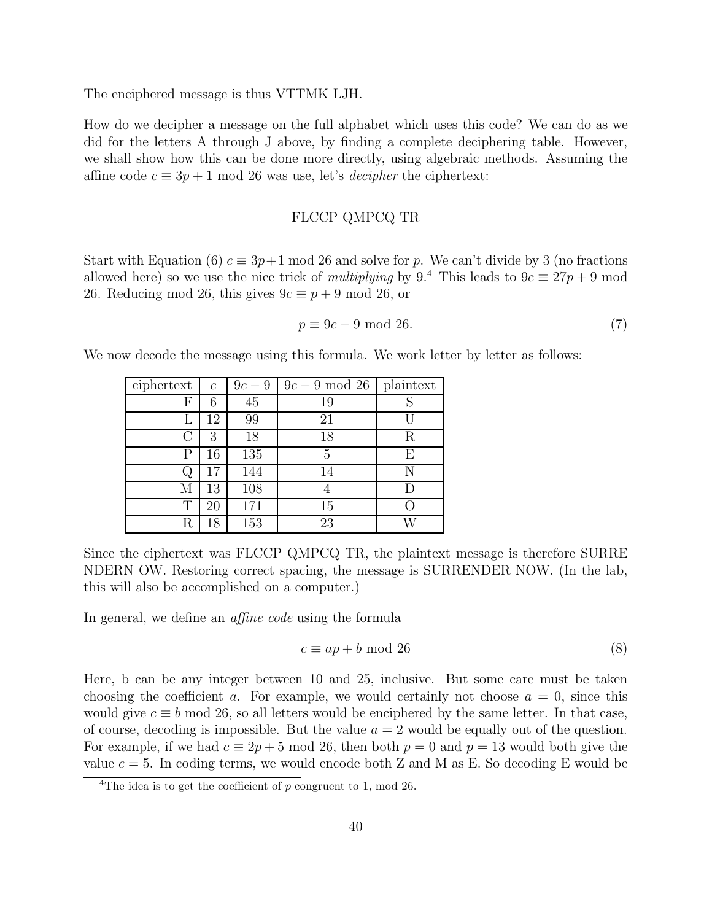The enciphered message is thus VTTMK LJH.

How do we decipher a message on the full alphabet which uses this code? We can do as we did for the letters A through J above, by finding a complete deciphering table. However, we shall show how this can be done more directly, using algebraic methods. Assuming the affine code $c \equiv 3p + 1 \bmod 26$ was use, let's *decipher* the ciphertext:

FLCCP QMPCQ TR

Start with Equation (6) $c \equiv 3p+1 \bmod 26$ and solve for $p$. We can't divide by 3 (no fractions allowed here) so we use the nice trick of *multiplying* by 9.[4] This leads to $9c \equiv 27p + 9 \bmod 26$. Reducing mod 26, this gives $9c \equiv p + 9 \bmod 26$, or

$$p \equiv 9c - 9 \bmod 26. \tag{7}$$

We now decode the message using this formula. We work letter by letter as follows:

| ciphertext | $c$ | $9c - 9$ | $9c - 9$ mod 26 | plaintext |
|---|---|---|---|---|
| F | 6 | 45 | 19 | S |
| L | 12 | 99 | 21 | U |
| C | 3 | 18 | 18 | R |
| P | 16 | 135 | 5 | E |
| Q | 17 | 144 | 14 | N |
| M | 13 | 108 | 4 | D |
| T | 20 | 171 | 15 | O |
| R | 18 | 153 | 23 | W |

Since the ciphertext was FLCCP QMPCQ TR, the plaintext message is therefore SURRE NDERN OW. Restoring correct spacing, the message is SURRENDER NOW. (In the lab, this will also be accomplished on a computer.)

In general, we define an *affine code* using the formula

$$c \equiv ap + b \bmod 26 \tag{8}$$

Here, b can be any integer between 10 and 25, inclusive. But some care must be taken choosing the coefficient $a$. For example, we would certainly not choose $a = 0$, since this would give $c \equiv b \bmod 26$, so all letters would be enciphered by the same letter. In that case, of course, decoding is impossible. But the value $a = 2$ would be equally out of the question. For example, if we had $c \equiv 2p + 5 \bmod 26$, then both $p = 0$ and $p = 13$ would both give the value $c = 5$. In coding terms, we would encode both Z and M as E. So decoding E would be

[4]The idea is to get the coefficient of $p$ congruent to 1, mod 26.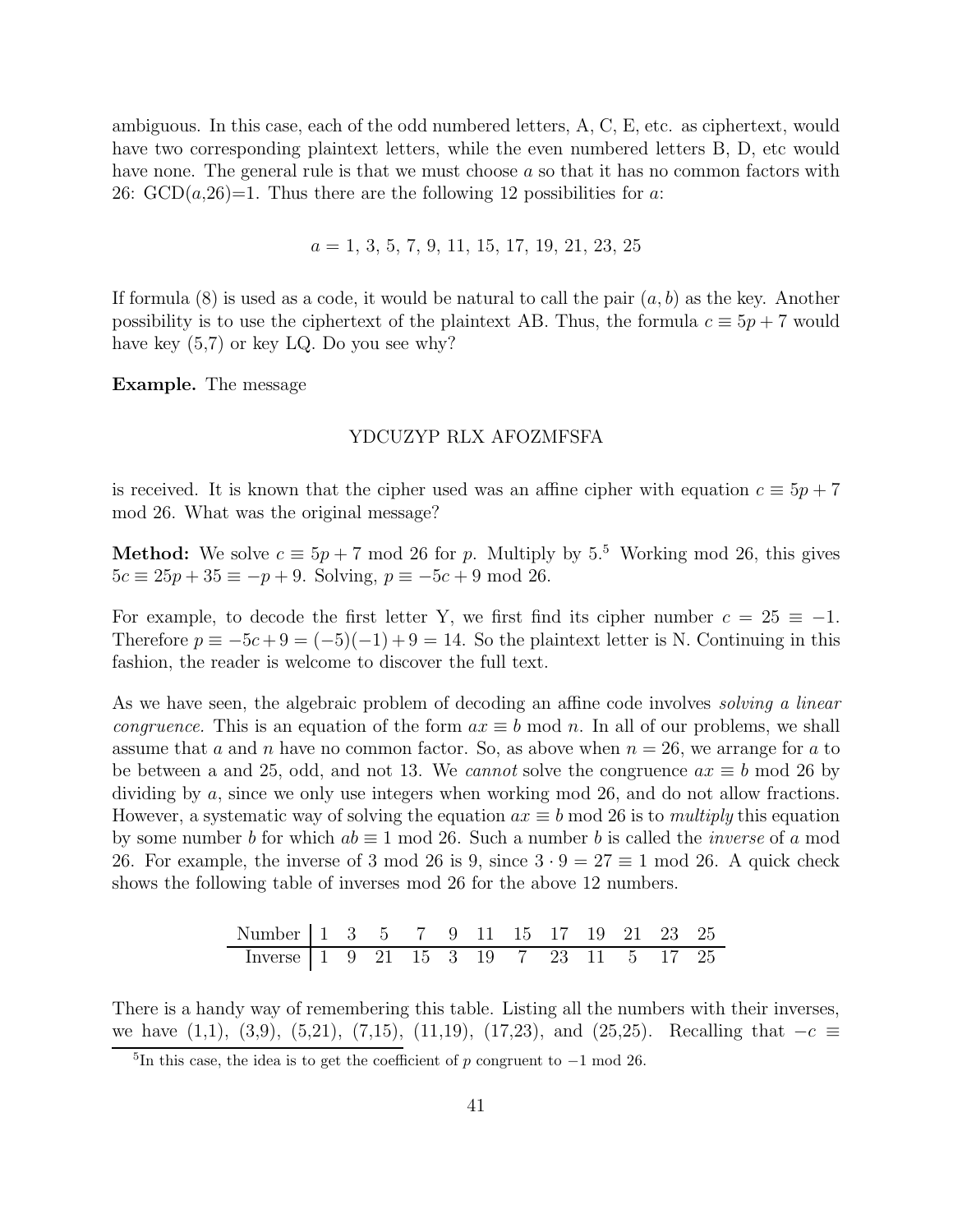ambiguous. In this case, each of the odd numbered letters, A, C, E, etc. as ciphertext, would have two corresponding plaintext letters, while the even numbered letters B, D, etc would have none. The general rule is that we must choose $a$ so that it has no common factors with 26: GCD($a$,26)=1. Thus there are the following 12 possibilities for $a$:

$$a = 1,\ 3,\ 5,\ 7,\ 9,\ 11,\ 15,\ 17,\ 19,\ 21,\ 23,\ 25$$

If formula (8) is used as a code, it would be natural to call the pair $(a, b)$ as the key. Another possibility is to use the ciphertext of the plaintext AB. Thus, the formula $c \equiv 5p + 7$ would have key (5,7) or key LQ. Do you see why?

**Example.** The message

YDCUZYP RLX AFOZMFSFA

is received. It is known that the cipher used was an affine cipher with equation $c \equiv 5p + 7$ mod 26. What was the original message?

**Method:** We solve $c \equiv 5p + 7$ mod 26 for $p$. Multiply by 5.[5] Working mod 26, this gives $5c \equiv 25p + 35 \equiv -p + 9$. Solving, $p \equiv -5c + 9$ mod 26.

For example, to decode the first letter Y, we first find its cipher number $c = 25 \equiv -1$. Therefore $p \equiv -5c + 9 = (-5)(-1) + 9 = 14$. So the plaintext letter is N. Continuing in this fashion, the reader is welcome to discover the full text.

As we have seen, the algebraic problem of decoding an affine code involves *solving a linear congruence.* This is an equation of the form $ax \equiv b$ mod $n$. In all of our problems, we shall assume that $a$ and $n$ have no common factor. So, as above when $n = 26$, we arrange for $a$ to be between a and 25, odd, and not 13. We *cannot* solve the congruence $ax \equiv b$ mod 26 by dividing by $a$, since we only use integers when working mod 26, and do not allow fractions. However, a systematic way of solving the equation $ax \equiv b$ mod 26 is to *multiply* this equation by some number $b$ for which $ab \equiv 1$ mod 26. Such a number $b$ is called the *inverse* of $a$ mod 26. For example, the inverse of 3 mod 26 is 9, since $3 \cdot 9 = 27 \equiv 1$ mod 26. A quick check shows the following table of inverses mod 26 for the above 12 numbers.

| Number | 1 | 3 | 5 | 7 | 9 | 11 | 15 | 17 | 19 | 21 | 23 | 25 |
|---|---|---|---|---|---|---|---|---|---|---|---|---|
| Inverse | 1 | 9 | 21 | 15 | 3 | 19 | 7 | 23 | 11 | 5 | 17 | 25 |

There is a handy way of remembering this table. Listing all the numbers with their inverses, we have (1,1), (3,9), (5,21), (7,15), (11,19), (17,23), and (25,25). Recalling that $-c \equiv$

[5] In this case, the idea is to get the coefficient of $p$ congruent to $-1$ mod 26.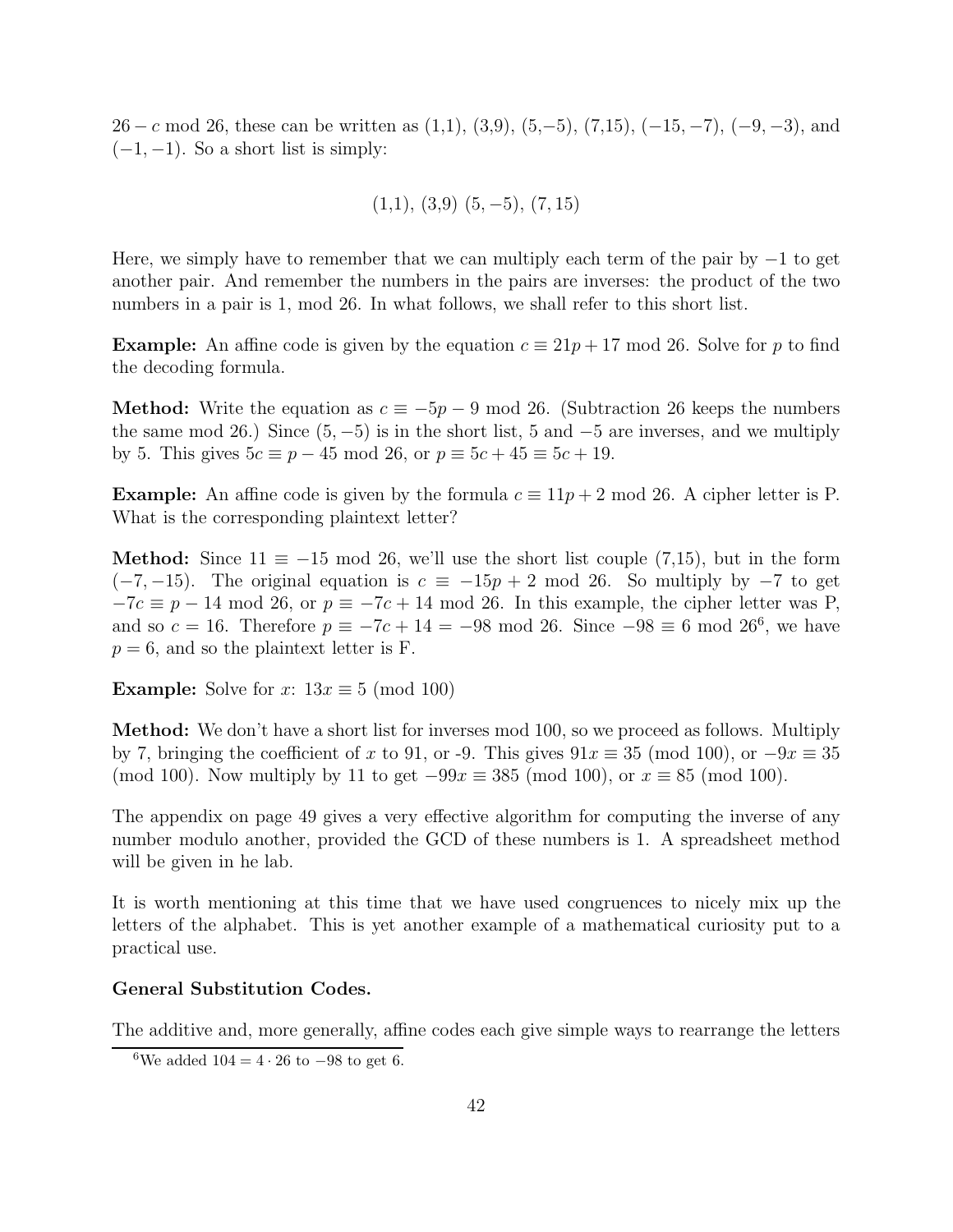$26 - c$ mod 26, these can be written as (1,1), (3,9), (5,–5), (7,15), $(-15, -7)$, $(-9, -3)$, and $(-1, -1)$. So a short list is simply:

$$(1,1),\ (3,9)\ (5, -5),\ (7, 15)$$

Here, we simply have to remember that we can multiply each term of the pair by $-1$ to get another pair. And remember the numbers in the pairs are inverses: the product of the two numbers in a pair is 1, mod 26. In what follows, we shall refer to this short list.

**Example:** An affine code is given by the equation $c \equiv 21p + 17$ mod 26. Solve for $p$ to find the decoding formula.

**Method:** Write the equation as $c \equiv -5p - 9$ mod 26. (Subtraction 26 keeps the numbers the same mod 26.) Since $(5, -5)$ is in the short list, 5 and $-5$ are inverses, and we multiply by 5. This gives $5c \equiv p - 45$ mod 26, or $p \equiv 5c + 45 \equiv 5c + 19$.

**Example:** An affine code is given by the formula $c \equiv 11p + 2$ mod 26. A cipher letter is P. What is the corresponding plaintext letter?

**Method:** Since $11 \equiv -15$ mod 26, we'll use the short list couple (7,15), but in the form $(-7, -15)$. The original equation is $c \equiv -15p + 2$ mod 26. So multiply by $-7$ to get $-7c \equiv p - 14$ mod 26, or $p \equiv -7c + 14$ mod 26. In this example, the cipher letter was P, and so $c = 16$. Therefore $p \equiv -7c + 14 = -98$ mod 26. Since $-98 \equiv 6$ mod 26[6], we have $p = 6$, and so the plaintext letter is F.

**Example:** Solve for $x$: $13x \equiv 5$ (mod 100)

**Method:** We don't have a short list for inverses mod 100, so we proceed as follows. Multiply by 7, bringing the coefficient of $x$ to 91, or -9. This gives $91x \equiv 35$ (mod 100), or $-9x \equiv 35$ (mod 100). Now multiply by 11 to get $-99x \equiv 385$ (mod 100), or $x \equiv 85$ (mod 100).

The appendix on page 49 gives a very effective algorithm for computing the inverse of any number modulo another, provided the GCD of these numbers is 1. A spreadsheet method will be given in he lab.

It is worth mentioning at this time that we have used congruences to nicely mix up the letters of the alphabet. This is yet another example of a mathematical curiosity put to a practical use.

**General Substitution Codes.**

The additive and, more generally, affine codes each give simple ways to rearrange the letters

[6] We added $104 = 4 \cdot 26$ to $-98$ to get 6.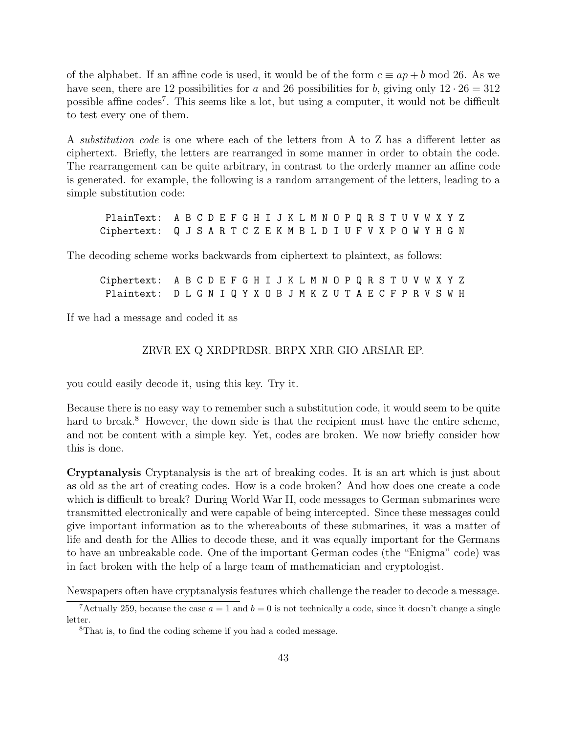of the alphabet. If an affine code is used, it would be of the form $c \equiv ap + b \bmod 26$. As we have seen, there are 12 possibilities for $a$ and 26 possibilities for $b$, giving only $12 \cdot 26 = 312$ possible affine codes[7]. This seems like a lot, but using a computer, it would not be difficult to test every one of them.

A *substitution code* is one where each of the letters from A to Z has a different letter as ciphertext. Briefly, the letters are rearranged in some manner in order to obtain the code. The rearrangement can be quite arbitrary, in contrast to the orderly manner an affine code is generated. for example, the following is a random arrangement of the letters, leading to a simple substitution code:

```
 PlainText:  A B C D E F G H I J K L M N O P Q R S T U V W X Y Z
Ciphertext:  Q J S A R T C Z E K M B L D I U F V X P O W Y H G N
```

The decoding scheme works backwards from ciphertext to plaintext, as follows:

```
Ciphertext:  A B C D E F G H I J K L M N O P Q R S T U V W X Y Z
 Plaintext:  D L G N I Q Y X O B J M K Z U T A E C F P R V S W H
```

If we had a message and coded it as

ZRVR EX Q XRDPRDSR. BRPX XRR GIO ARSIAR EP.

you could easily decode it, using this key. Try it.

Because there is no easy way to remember such a substitution code, it would seem to be quite hard to break.[8] However, the down side is that the recipient must have the entire scheme, and not be content with a simple key. Yet, codes are broken. We now briefly consider how this is done.

**Cryptanalysis** Cryptanalysis is the art of breaking codes. It is an art which is just about as old as the art of creating codes. How is a code broken? And how does one create a code which is difficult to break? During World War II, code messages to German submarines were transmitted electronically and were capable of being intercepted. Since these messages could give important information as to the whereabouts of these submarines, it was a matter of life and death for the Allies to decode these, and it was equally important for the Germans to have an unbreakable code. One of the important German codes (the "Enigma" code) was in fact broken with the help of a large team of mathematician and cryptologist.

Newspapers often have cryptanalysis features which challenge the reader to decode a message.

[7] Actually 259, because the case $a = 1$ and $b = 0$ is not technically a code, since it doesn't change a single letter.

[8] That is, to find the coding scheme if you had a coded message.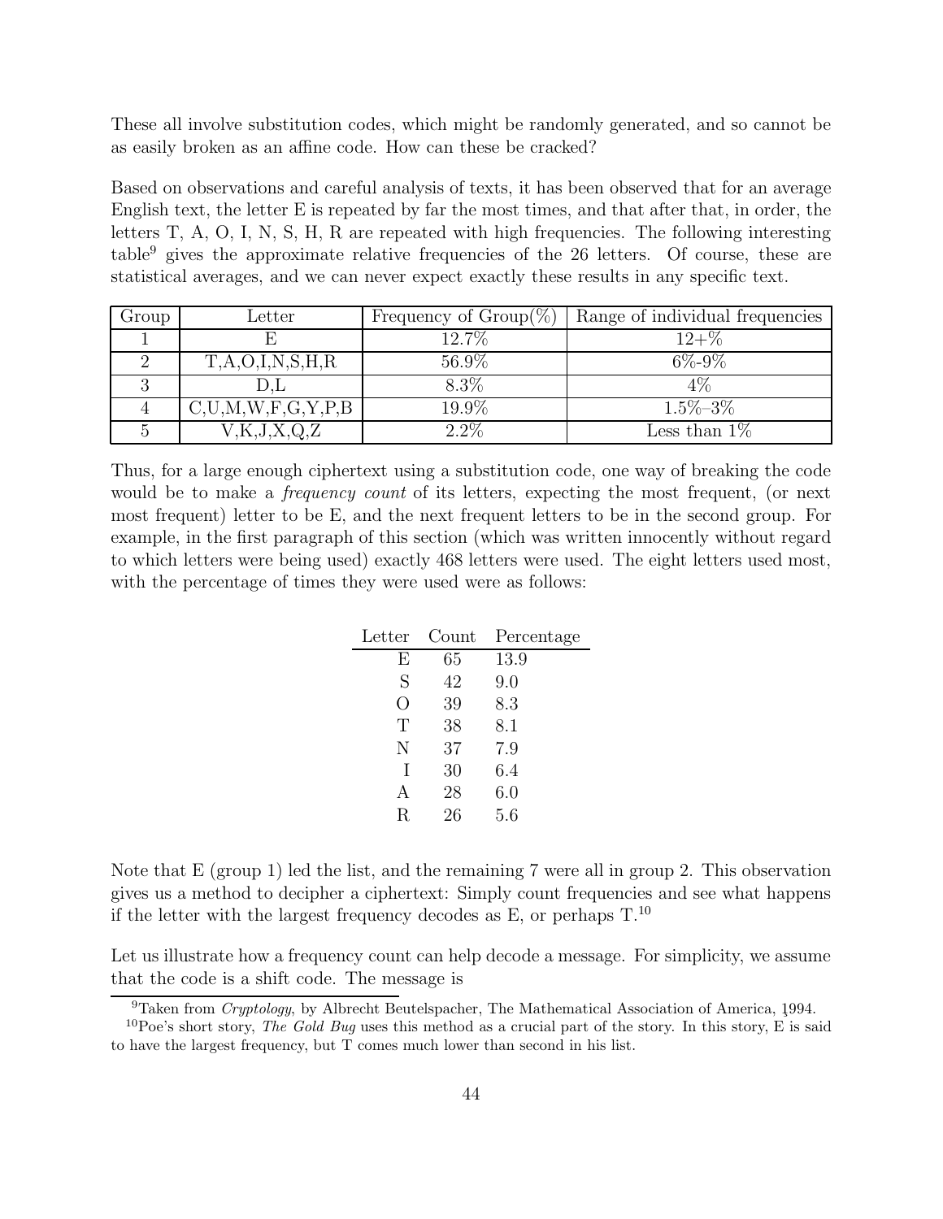These all involve substitution codes, which might be randomly generated, and so cannot be as easily broken as an affine code. How can these be cracked?

Based on observations and careful analysis of texts, it has been observed that for an average English text, the letter E is repeated by far the most times, and that after that, in order, the letters T, A, O, I, N, S, H, R are repeated with high frequencies. The following interesting table[9] gives the approximate relative frequencies of the 26 letters. Of course, these are statistical averages, and we can never expect exactly these results in any specific text.

| Group | Letter | Frequency of Group(%) | Range of individual frequencies |
|---|---|---|---|
| 1 | E | 12.7% | 12+% |
| 2 | T,A,O,I,N,S,H,R | 56.9% | 6%-9% |
| 3 | D,L | 8.3% | 4% |
| 4 | C,U,M,W,F,G,Y,P,B | 19.9% | 1.5%–3% |
| 5 | V,K,J,X,Q,Z | 2.2% | Less than 1% |

Thus, for a large enough ciphertext using a substitution code, one way of breaking the code would be to make a *frequency count* of its letters, expecting the most frequent, (or next most frequent) letter to be E, and the next frequent letters to be in the second group. For example, in the first paragraph of this section (which was written innocently without regard to which letters were being used) exactly 468 letters were used. The eight letters used most, with the percentage of times they were used were as follows:

| Letter | Count | Percentage |
|---|---|---|
| E | 65 | 13.9 |
| S | 42 | 9.0 |
| O | 39 | 8.3 |
| T | 38 | 8.1 |
| N | 37 | 7.9 |
| I | 30 | 6.4 |
| A | 28 | 6.0 |
| R | 26 | 5.6 |

Note that E (group 1) led the list, and the remaining 7 were all in group 2. This observation gives us a method to decipher a ciphertext: Simply count frequencies and see what happens if the letter with the largest frequency decodes as E, or perhaps T.[10]

Let us illustrate how a frequency count can help decode a message. For simplicity, we assume that the code is a shift code. The message is

[9] Taken from *Cryptology*, by Albrecht Beutelspacher, The Mathematical Association of America, 1994.

[10] Poe's short story, *The Gold Bug* uses this method as a crucial part of the story. In this story, E is said to have the largest frequency, but T comes much lower than second in his list.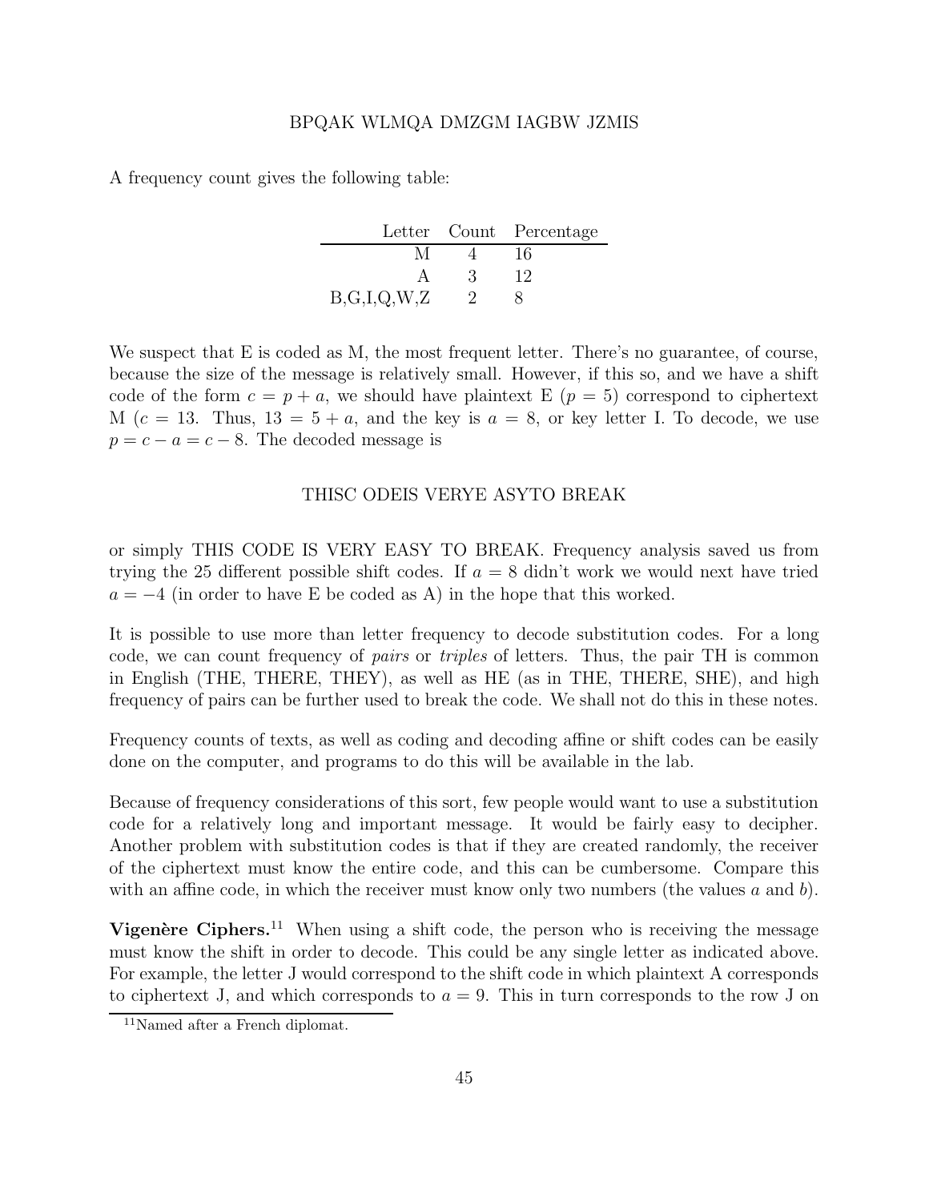BPQAK WLMQA DMZGM IAGBW JZMIS

A frequency count gives the following table:

| Letter | Count | Percentage |
|---|---|---|
| M | 4 | 16 |
| A | 3 | 12 |
| B,G,I,Q,W,Z | 2 | 8 |

We suspect that E is coded as M, the most frequent letter. There's no guarantee, of course, because the size of the message is relatively small. However, if this so, and we have a shift code of the form $c = p + a$, we should have plaintext E ($p = 5$) correspond to ciphertext M ($c = 13$. Thus, $13 = 5 + a$, and the key is $a = 8$, or key letter I. To decode, we use $p = c - a = c - 8$. The decoded message is

THISC ODEIS VERYE ASYTO BREAK

or simply THIS CODE IS VERY EASY TO BREAK. Frequency analysis saved us from trying the 25 different possible shift codes. If $a = 8$ didn't work we would next have tried $a = -4$ (in order to have E be coded as A) in the hope that this worked.

It is possible to use more than letter frequency to decode substitution codes. For a long code, we can count frequency of *pairs* or *triples* of letters. Thus, the pair TH is common in English (THE, THERE, THEY), as well as HE (as in THE, THERE, SHE), and high frequency of pairs can be further used to break the code. We shall not do this in these notes.

Frequency counts of texts, as well as coding and decoding affine or shift codes can be easily done on the computer, and programs to do this will be available in the lab.

Because of frequency considerations of this sort, few people would want to use a substitution code for a relatively long and important message. It would be fairly easy to decipher. Another problem with substitution codes is that if they are created randomly, the receiver of the ciphertext must know the entire code, and this can be cumbersome. Compare this with an affine code, in which the receiver must know only two numbers (the values $a$ and $b$).

**Vigenère Ciphers.**[11] When using a shift code, the person who is receiving the message must know the shift in order to decode. This could be any single letter as indicated above. For example, the letter J would correspond to the shift code in which plaintext A corresponds to ciphertext J, and which corresponds to $a = 9$. This in turn corresponds to the row J on

[11] Named after a French diplomat.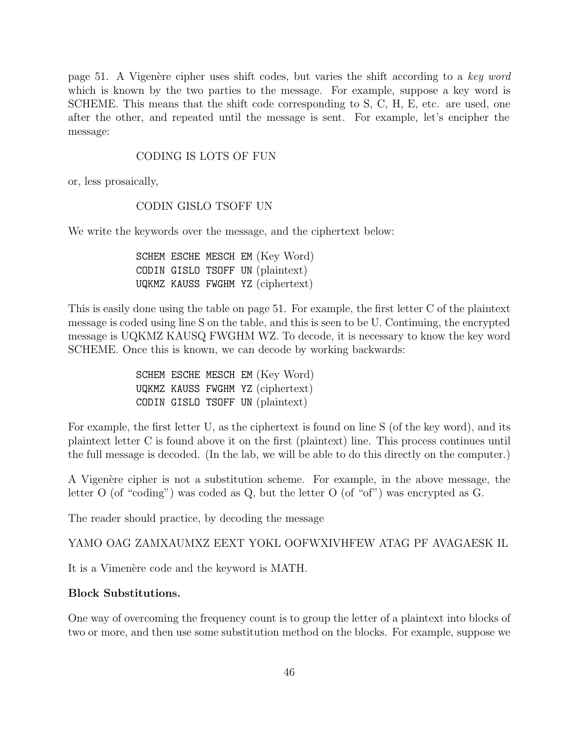page 51. A Vigenère cipher uses shift codes, but varies the shift according to a *key word* which is known by the two parties to the message. For example, suppose a key word is SCHEME. This means that the shift code corresponding to S, C, H, E, etc. are used, one after the other, and repeated until the message is sent. For example, let's encipher the message:

CODING IS LOTS OF FUN

or, less prosaically,

CODIN GISLO TSOFF UN

We write the keywords over the message, and the ciphertext below:

```
SCHEM ESCHE MESCH EM (Key Word)
CODIN GISLO TSOFF UN (plaintext)
UQKMZ KAUSS FWGHM YZ (ciphertext)
```

This is easily done using the table on page 51. For example, the first letter C of the plaintext message is coded using line S on the table, and this is seen to be U. Continuing, the encrypted message is UQKMZ KAUSQ FWGHM WZ. To decode, it is necessary to know the key word SCHEME. Once this is known, we can decode by working backwards:

```
SCHEM ESCHE MESCH EM (Key Word)
UQKMZ KAUSS FWGHM YZ (ciphertext)
CODIN GISLO TSOFF UN (plaintext)
```

For example, the first letter U, as the ciphertext is found on line S (of the key word), and its plaintext letter C is found above it on the first (plaintext) line. This process continues until the full message is decoded. (In the lab, we will be able to do this directly on the computer.)

A Vigenère cipher is not a substitution scheme. For example, in the above message, the letter O (of "coding") was coded as Q, but the letter O (of "of") was encrypted as G.

The reader should practice, by decoding the message

YAMO OAG ZAMXAUMXZ EEXT YOKL OOFWXIVHFEW ATAG PF AVAGAESK IL

It is a Vimenère code and the keyword is MATH.

**Block Substitutions.**

One way of overcoming the frequency count is to group the letter of a plaintext into blocks of two or more, and then use some substitution method on the blocks. For example, suppose we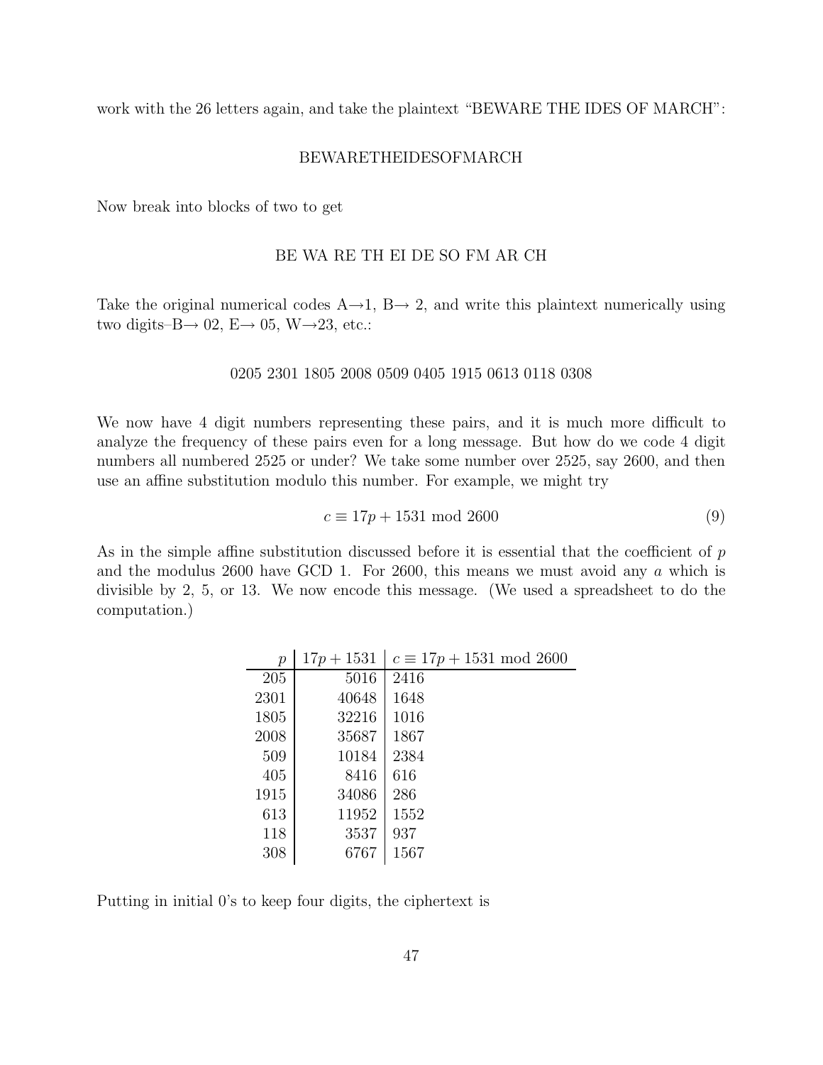work with the 26 letters again, and take the plaintext "BEWARE THE IDES OF MARCH":

BEWARETHEIDESOFMARCH

Now break into blocks of two to get

BE WA RE TH EI DE SO FM AR CH

Take the original numerical codes A→1, B→ 2, and write this plaintext numerically using two digits–B→ 02, E→ 05, W→23, etc.:

0205 2301 1805 2008 0509 0405 1915 0613 0118 0308

We now have 4 digit numbers representing these pairs, and it is much more difficult to analyze the frequency of these pairs even for a long message. But how do we code 4 digit numbers all numbered 2525 or under? We take some number over 2525, say 2600, and then use an affine substitution modulo this number. For example, we might try

$$c \equiv 17p + 1531 \bmod 2600 \tag{9}$$

As in the simple affine substitution discussed before it is essential that the coefficient of $p$ and the modulus 2600 have GCD 1. For 2600, this means we must avoid any $a$ which is divisible by 2, 5, or 13. We now encode this message. (We used a spreadsheet to do the computation.)

| $p$ | $17p + 1531$ | $c \equiv 17p + 1531 \bmod 2600$ |
|---:|---:|:---|
| 205 | 5016 | 2416 |
| 2301 | 40648 | 1648 |
| 1805 | 32216 | 1016 |
| 2008 | 35687 | 1867 |
| 509 | 10184 | 2384 |
| 405 | 8416 | 616 |
| 1915 | 34086 | 286 |
| 613 | 11952 | 1552 |
| 118 | 3537 | 937 |
| 308 | 6767 | 1567 |

Putting in initial 0's to keep four digits, the ciphertext is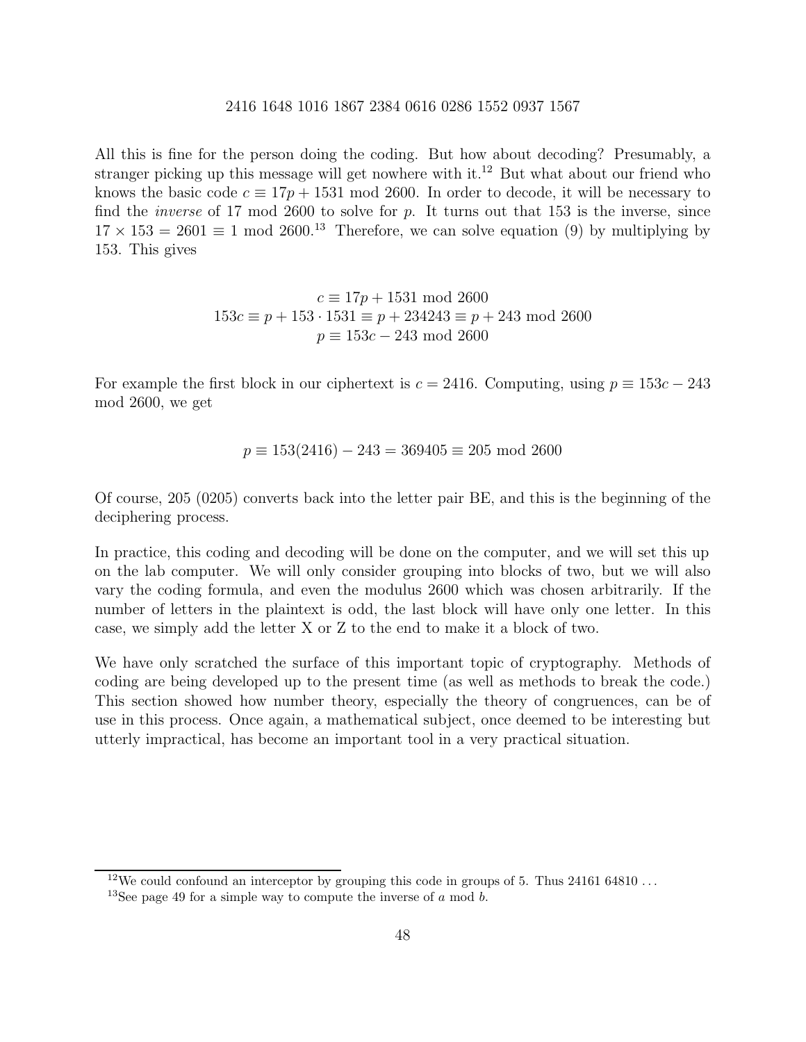2416 1648 1016 1867 2384 0616 0286 1552 0937 1567

All this is fine for the person doing the coding. But how about decoding? Presumably, a stranger picking up this message will get nowhere with it.[12] But what about our friend who knows the basic code $c \equiv 17p + 1531 \bmod 2600$. In order to decode, it will be necessary to find the *inverse* of 17 mod 2600 to solve for $p$. It turns out that 153 is the inverse, since $17 \times 153 = 2601 \equiv 1 \bmod 2600$.[13] Therefore, we can solve equation (9) by multiplying by 153. This gives

$$
\begin{aligned}
c &\equiv 17p + 1531 \bmod 2600 \\
153c &\equiv p + 153 \cdot 1531 \equiv p + 234243 \equiv p + 243 \bmod 2600 \\
p &\equiv 153c - 243 \bmod 2600
\end{aligned}
$$

For example the first block in our ciphertext is $c = 2416$. Computing, using $p \equiv 153c - 243 \bmod 2600$, we get

$$p \equiv 153(2416) - 243 = 369405 \equiv 205 \bmod 2600$$

Of course, 205 (0205) converts back into the letter pair BE, and this is the beginning of the deciphering process.

In practice, this coding and decoding will be done on the computer, and we will set this up on the lab computer. We will only consider grouping into blocks of two, but we will also vary the coding formula, and even the modulus 2600 which was chosen arbitrarily. If the number of letters in the plaintext is odd, the last block will have only one letter. In this case, we simply add the letter X or Z to the end to make it a block of two.

We have only scratched the surface of this important topic of cryptography. Methods of coding are being developed up to the present time (as well as methods to break the code.) This section showed how number theory, especially the theory of congruences, can be of use in this process. Once again, a mathematical subject, once deemed to be interesting but utterly impractical, has become an important tool in a very practical situation.

---

[12] We could confound an interceptor by grouping this code in groups of 5. Thus 24161 64810 ...

[13] See page 49 for a simple way to compute the inverse of $a \bmod b$.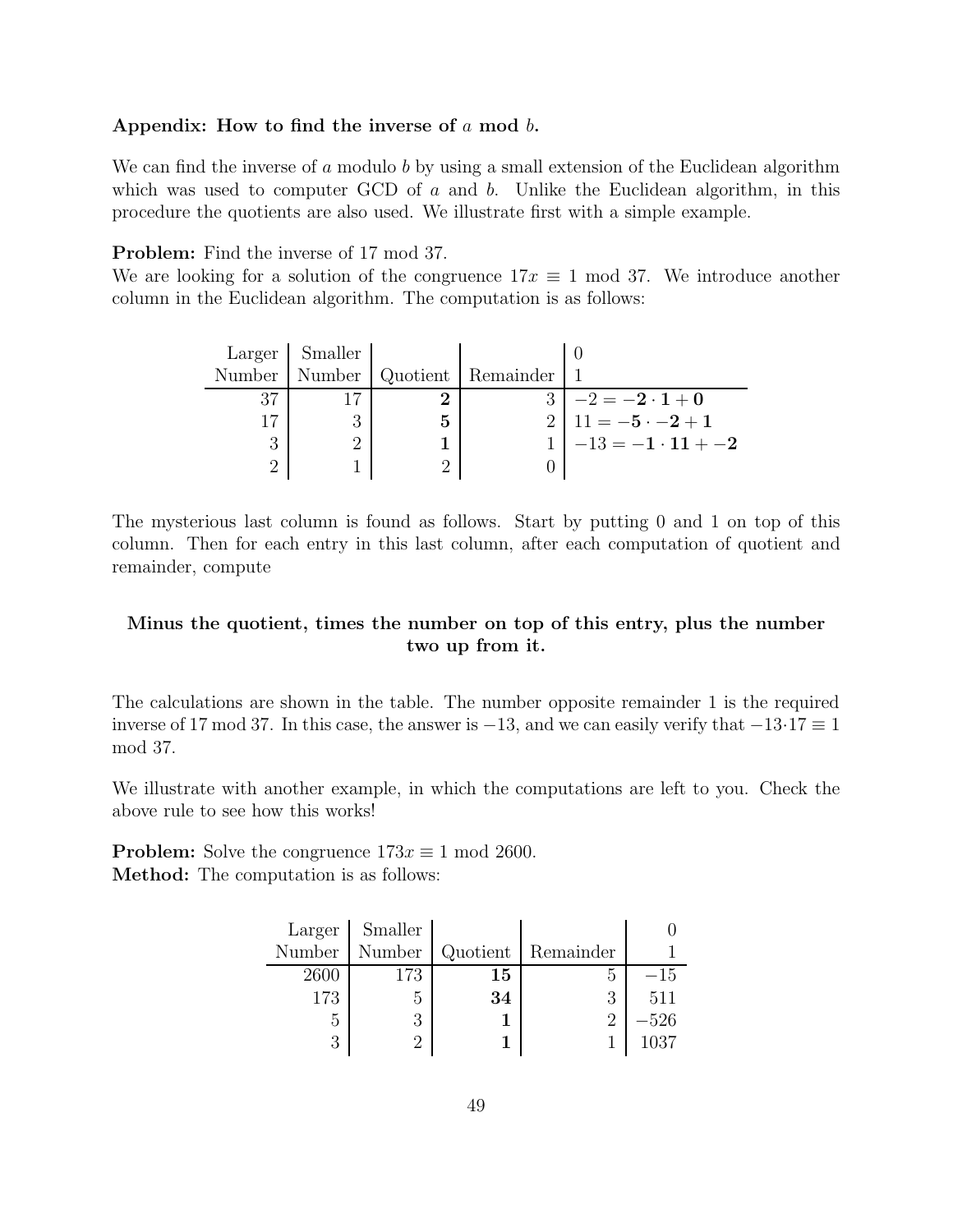**Appendix: How to find the inverse of $a$ mod $b$.**

We can find the inverse of $a$ modulo $b$ by using a small extension of the Euclidean algorithm which was used to computer GCD of $a$ and $b$. Unlike the Euclidean algorithm, in this procedure the quotients are also used. We illustrate first with a simple example.

**Problem:** Find the inverse of 17 mod 37.

We are looking for a solution of the congruence $17x \equiv 1$ mod 37. We introduce another column in the Euclidean algorithm. The computation is as follows:

| Larger Number | Smaller Number | Quotient | Remainder | 0<br>1 |
|---|---|---|---|---|
| 37 | 17 | **2** | 3 | $-2 = \mathbf{-2 \cdot 1 + 0}$ |
| 17 | 3 | **5** | 2 | $11 = \mathbf{-5 \cdot -2 + 1}$ |
| 3 | 2 | **1** | 1 | $-13 = \mathbf{-1 \cdot 11 + -2}$ |
| 2 | 1 | 2 | 0 | |

The mysterious last column is found as follows. Start by putting 0 and 1 on top of this column. Then for each entry in this last column, after each computation of quotient and remainder, compute

**Minus the quotient, times the number on top of this entry, plus the number two up from it.**

The calculations are shown in the table. The number opposite remainder 1 is the required inverse of 17 mod 37. In this case, the answer is $-13$, and we can easily verify that $-13 \cdot 17 \equiv 1$ mod 37.

We illustrate with another example, in which the computations are left to you. Check the above rule to see how this works!

**Problem:** Solve the congruence $173x \equiv 1$ mod 2600.

**Method:** The computation is as follows:

| Larger Number | Smaller Number | Quotient | Remainder | 0<br>1 |
|---|---|---|---|---|
| 2600 | 173 | **15** | 5 | $-15$ |
| 173 | 5 | **34** | 3 | 511 |
| 5 | 3 | **1** | 2 | $-526$ |
| 3 | 2 | **1** | 1 | 1037 |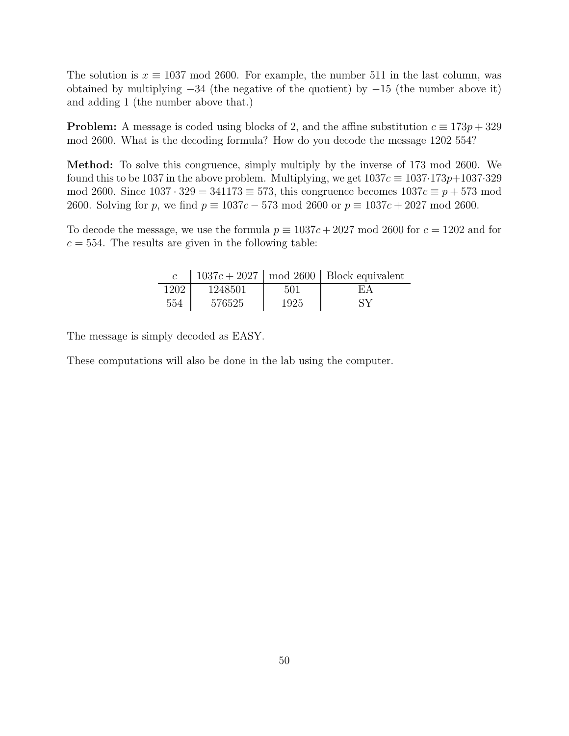The solution is $x \equiv 1037 \bmod 2600$. For example, the number 511 in the last column, was obtained by multiplying $-34$ (the negative of the quotient) by $-15$ (the number above it) and adding 1 (the number above that.)

**Problem:** A message is coded using blocks of 2, and the affine substitution $c \equiv 173p + 329 \bmod 2600$. What is the decoding formula? How do you decode the message 1202 554?

**Method:** To solve this congruence, simply multiply by the inverse of 173 mod 2600. We found this to be 1037 in the above problem. Multiplying, we get $1037c \equiv 1037 \cdot 173p + 1037 \cdot 329 \bmod 2600$. Since $1037 \cdot 329 = 341173 \equiv 573$, this congruence becomes $1037c \equiv p + 573 \bmod 2600$. Solving for $p$, we find $p \equiv 1037c - 573 \bmod 2600$ or $p \equiv 1037c + 2027 \bmod 2600$.

To decode the message, we use the formula $p \equiv 1037c + 2027 \bmod 2600$ for $c = 1202$ and for $c = 554$. The results are given in the following table:

| $c$ | $1037c + 2027$ | mod 2600 | Block equivalent |
|---|---|---|---|
| 1202 | 1248501 | 501 | EA |
| 554 | 576525 | 1925 | SY |

The message is simply decoded as EASY.

These computations will also be done in the lab using the computer.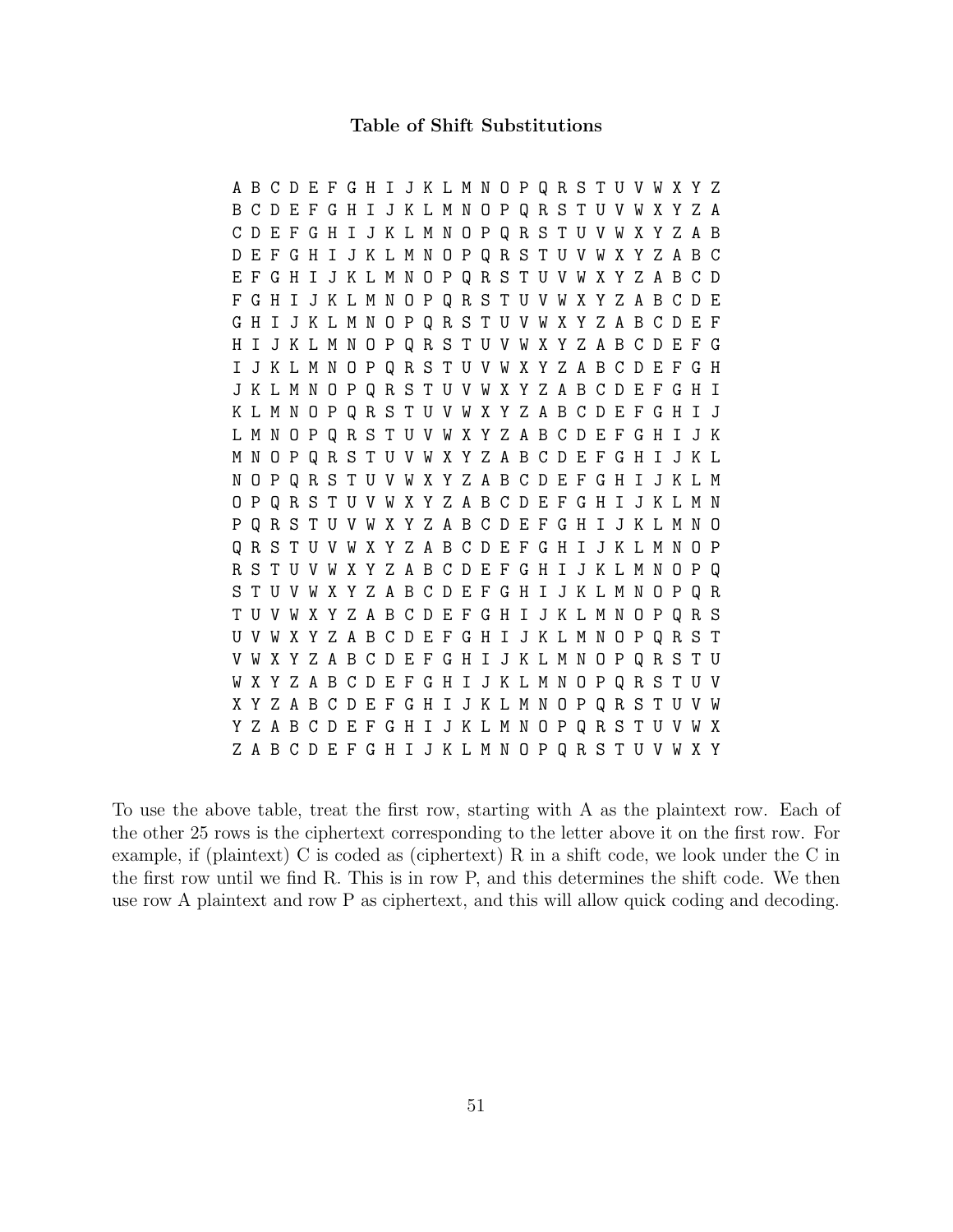### Table of Shift Substitutions

```
A B C D E F G H I J K L M N O P Q R S T U V W X Y Z
B C D E F G H I J K L M N O P Q R S T U V W X Y Z A
C D E F G H I J K L M N O P Q R S T U V W X Y Z A B
D E F G H I J K L M N O P Q R S T U V W X Y Z A B C
E F G H I J K L M N O P Q R S T U V W X Y Z A B C D
F G H I J K L M N O P Q R S T U V W X Y Z A B C D E
G H I J K L M N O P Q R S T U V W X Y Z A B C D E F
H I J K L M N O P Q R S T U V W X Y Z A B C D E F G
I J K L M N O P Q R S T U V W X Y Z A B C D E F G H
J K L M N O P Q R S T U V W X Y Z A B C D E F G H I
K L M N O P Q R S T U V W X Y Z A B C D E F G H I J
L M N O P Q R S T U V W X Y Z A B C D E F G H I J K
M N O P Q R S T U V W X Y Z A B C D E F G H I J K L
N O P Q R S T U V W X Y Z A B C D E F G H I J K L M
O P Q R S T U V W X Y Z A B C D E F G H I J K L M N
P Q R S T U V W X Y Z A B C D E F G H I J K L M N O
Q R S T U V W X Y Z A B C D E F G H I J K L M N O P
R S T U V W X Y Z A B C D E F G H I J K L M N O P Q
S T U V W X Y Z A B C D E F G H I J K L M N O P Q R
T U V W X Y Z A B C D E F G H I J K L M N O P Q R S
U V W X Y Z A B C D E F G H I J K L M N O P Q R S T
V W X Y Z A B C D E F G H I J K L M N O P Q R S T U
W X Y Z A B C D E F G H I J K L M N O P Q R S T U V
X Y Z A B C D E F G H I J K L M N O P Q R S T U V W
Y Z A B C D E F G H I J K L M N O P Q R S T U V W X
Z A B C D E F G H I J K L M N O P Q R S T U V W X Y
```

To use the above table, treat the first row, starting with A as the plaintext row. Each of the other 25 rows is the ciphertext corresponding to the letter above it on the first row. For example, if (plaintext) C is coded as (ciphertext) R in a shift code, we look under the C in the first row until we find R. This is in row P, and this determines the shift code. We then use row A plaintext and row P as ciphertext, and this will allow quick coding and decoding.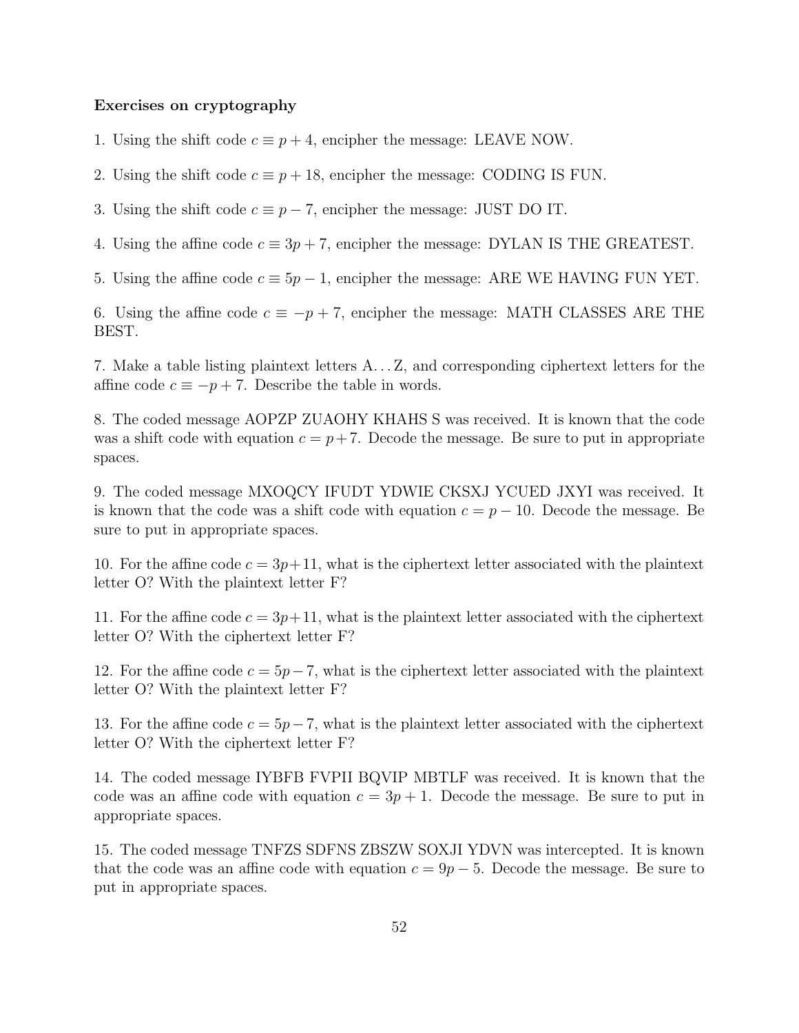**Exercises on cryptography**

1. Using the shift code $c \equiv p + 4$, encipher the message: LEAVE NOW.

2. Using the shift code $c \equiv p + 18$, encipher the message: CODING IS FUN.

3. Using the shift code $c \equiv p - 7$, encipher the message: JUST DO IT.

4. Using the affine code $c \equiv 3p + 7$, encipher the message: DYLAN IS THE GREATEST.

5. Using the affine code $c \equiv 5p - 1$, encipher the message: ARE WE HAVING FUN YET.

6. Using the affine code $c \equiv -p + 7$, encipher the message: MATH CLASSES ARE THE BEST.

7. Make a table listing plaintext letters A. . . Z, and corresponding ciphertext letters for the affine code $c \equiv -p + 7$. Describe the table in words.

8. The coded message AOPZP ZUAOHY KHAHS S was received. It is known that the code was a shift code with equation $c = p + 7$. Decode the message. Be sure to put in appropriate spaces.

9. The coded message MXOQCY IFUDT YDWIE CKSXJ YCUED JXYI was received. It is known that the code was a shift code with equation $c = p - 10$. Decode the message. Be sure to put in appropriate spaces.

10. For the affine code $c = 3p + 11$, what is the ciphertext letter associated with the plaintext letter O? With the plaintext letter F?

11. For the affine code $c = 3p + 11$, what is the plaintext letter associated with the ciphertext letter O? With the ciphertext letter F?

12. For the affine code $c = 5p - 7$, what is the ciphertext letter associated with the plaintext letter O? With the plaintext letter F?

13. For the affine code $c = 5p - 7$, what is the plaintext letter associated with the ciphertext letter O? With the ciphertext letter F?

14. The coded message IYBFB FVPII BQVIP MBTLF was received. It is known that the code was an affine code with equation $c = 3p + 1$. Decode the message. Be sure to put in appropriate spaces.

15. The coded message TNFZS SDFNS ZBSZW SOXJI YDVN was intercepted. It is known that the code was an affine code with equation $c = 9p - 5$. Decode the message. Be sure to put in appropriate spaces.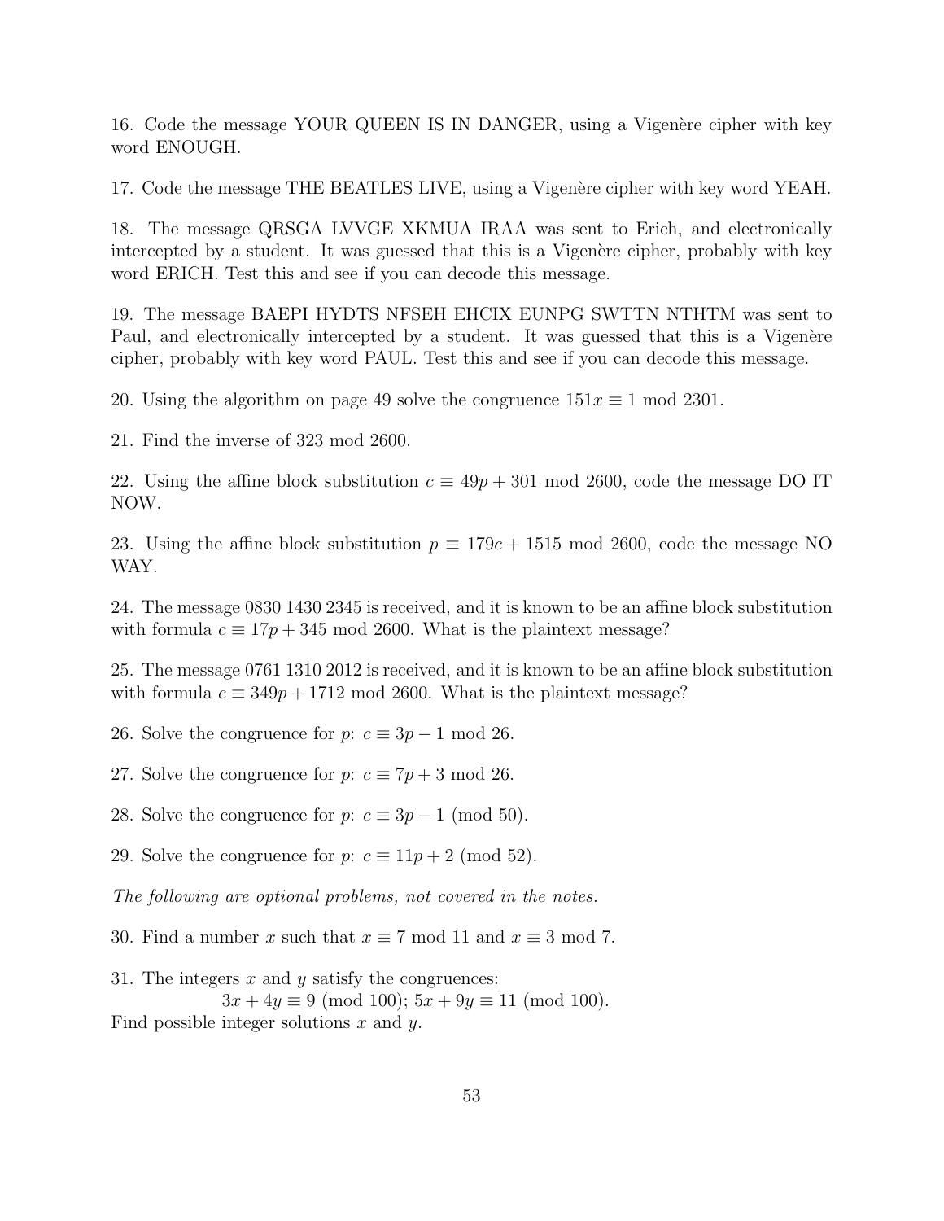16. Code the message YOUR QUEEN IS IN DANGER, using a Vigenère cipher with key word ENOUGH.

17. Code the message THE BEATLES LIVE, using a Vigenère cipher with key word YEAH.

18. The message QRSGA LVVGE XKMUA IRAA was sent to Erich, and electronically intercepted by a student. It was guessed that this is a Vigenère cipher, probably with key word ERICH. Test this and see if you can decode this message.

19. The message BAEPI HYDTS NFSEH EHCIX EUNPG SWTTN NTHTM was sent to Paul, and electronically intercepted by a student. It was guessed that this is a Vigenère cipher, probably with key word PAUL. Test this and see if you can decode this message.

20. Using the algorithm on page 49 solve the congruence $151x \equiv 1 \bmod 2301$.

21. Find the inverse of 323 mod 2600.

22. Using the affine block substitution $c \equiv 49p + 301 \bmod 2600$, code the message DO IT NOW.

23. Using the affine block substitution $p \equiv 179c + 1515 \bmod 2600$, code the message NO WAY.

24. The message 0830 1430 2345 is received, and it is known to be an affine block substitution with formula $c \equiv 17p + 345 \bmod 2600$. What is the plaintext message?

25. The message 0761 1310 2012 is received, and it is known to be an affine block substitution with formula $c \equiv 349p + 1712 \bmod 2600$. What is the plaintext message?

26. Solve the congruence for $p$: $c \equiv 3p - 1 \bmod 26$.

27. Solve the congruence for $p$: $c \equiv 7p + 3 \bmod 26$.

28. Solve the congruence for $p$: $c \equiv 3p - 1 \pmod{50}$.

29. Solve the congruence for $p$: $c \equiv 11p + 2 \pmod{52}$.

*The following are optional problems, not covered in the notes.*

30. Find a number $x$ such that $x \equiv 7 \bmod 11$ and $x \equiv 3 \bmod 7$.

31. The integers $x$ and $y$ satisfy the congruences:

$$3x + 4y \equiv 9 \pmod{100};\ 5x + 9y \equiv 11 \pmod{100}.$$

Find possible integer solutions $x$ and $y$.